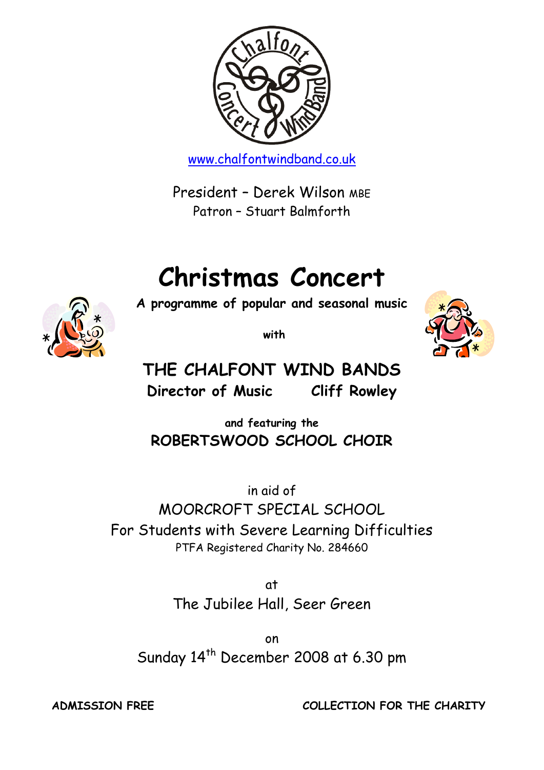www.chalfontwindband.co.uk

President – Derek Wilson MBE
Patron – Stuart Balmforth

# Christmas Concert

**A programme of popular and seasonal music**

**with**

## THE CHALFONT WIND BANDS

**Director of Music Cliff Rowley**

**and featuring the**

**ROBERTSWOOD SCHOOL CHOIR**

in aid of
MOORCROFT SPECIAL SCHOOL
For Students with Severe Learning Difficulties
PTFA Registered Charity No. 284660

at
The Jubilee Hall, Seer Green

on
Sunday 14th December 2008 at 6.30 pm

**ADMISSION FREE** **COLLECTION FOR THE CHARITY**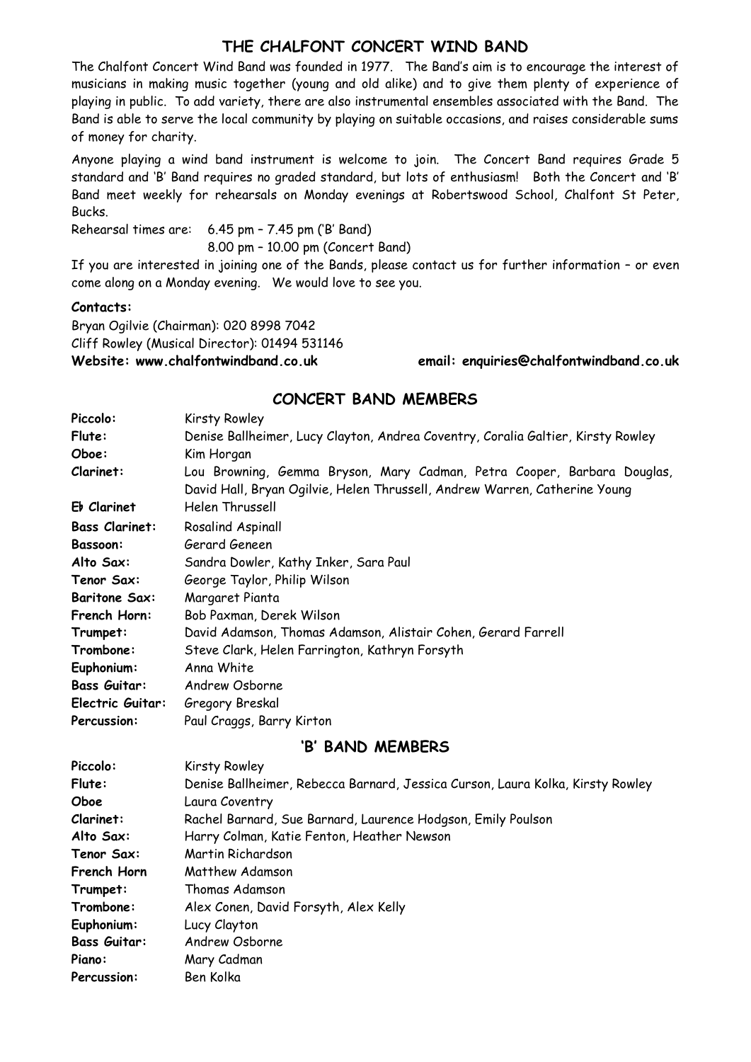# THE CHALFONT CONCERT WIND BAND

The Chalfont Concert Wind Band was founded in 1977. The Band's aim is to encourage the interest of musicians in making music together (young and old alike) and to give them plenty of experience of playing in public. To add variety, there are also instrumental ensembles associated with the Band. The Band is able to serve the local community by playing on suitable occasions, and raises considerable sums of money for charity.

Anyone playing a wind band instrument is welcome to join. The Concert Band requires Grade 5 standard and 'B' Band requires no graded standard, but lots of enthusiasm! Both the Concert and 'B' Band meet weekly for rehearsals on Monday evenings at Robertswood School, Chalfont St Peter, Bucks.

Rehearsal times are: 6.45 pm – 7.45 pm ('B' Band)
8.00 pm – 10.00 pm (Concert Band)

If you are interested in joining one of the Bands, please contact us for further information – or even come along on a Monday evening. We would love to see you.

**Contacts:**

Bryan Ogilvie (Chairman): 020 8998 7042
Cliff Rowley (Musical Director): 01494 531146
**Website: www.chalfontwindband.co.uk** **email: enquiries@chalfontwindband.co.uk**

## CONCERT BAND MEMBERS

| | |
|---|---|
| **Piccolo:** | Kirsty Rowley |
| **Flute:** | Denise Ballheimer, Lucy Clayton, Andrea Coventry, Coralia Galtier, Kirsty Rowley |
| **Oboe:** | Kim Horgan |
| **Clarinet:** | Lou Browning, Gemma Bryson, Mary Cadman, Petra Cooper, Barbara Douglas, David Hall, Bryan Ogilvie, Helen Thrussell, Andrew Warren, Catherine Young |
| **E♭ Clarinet** | Helen Thrussell |
| **Bass Clarinet:** | Rosalind Aspinall |
| **Bassoon:** | Gerard Geneen |
| **Alto Sax:** | Sandra Dowler, Kathy Inker, Sara Paul |
| **Tenor Sax:** | George Taylor, Philip Wilson |
| **Baritone Sax:** | Margaret Pianta |
| **French Horn:** | Bob Paxman, Derek Wilson |
| **Trumpet:** | David Adamson, Thomas Adamson, Alistair Cohen, Gerard Farrell |
| **Trombone:** | Steve Clark, Helen Farrington, Kathryn Forsyth |
| **Euphonium:** | Anna White |
| **Bass Guitar:** | Andrew Osborne |
| **Electric Guitar:** | Gregory Breskal |
| **Percussion:** | Paul Craggs, Barry Kirton |

## 'B' BAND MEMBERS

| | |
|---|---|
| **Piccolo:** | Kirsty Rowley |
| **Flute:** | Denise Ballheimer, Rebecca Barnard, Jessica Curson, Laura Kolka, Kirsty Rowley |
| **Oboe** | Laura Coventry |
| **Clarinet:** | Rachel Barnard, Sue Barnard, Laurence Hodgson, Emily Poulson |
| **Alto Sax:** | Harry Colman, Katie Fenton, Heather Newson |
| **Tenor Sax:** | Martin Richardson |
| **French Horn** | Matthew Adamson |
| **Trumpet:** | Thomas Adamson |
| **Trombone:** | Alex Conen, David Forsyth, Alex Kelly |
| **Euphonium:** | Lucy Clayton |
| **Bass Guitar:** | Andrew Osborne |
| **Piano:** | Mary Cadman |
| **Percussion:** | Ben Kolka |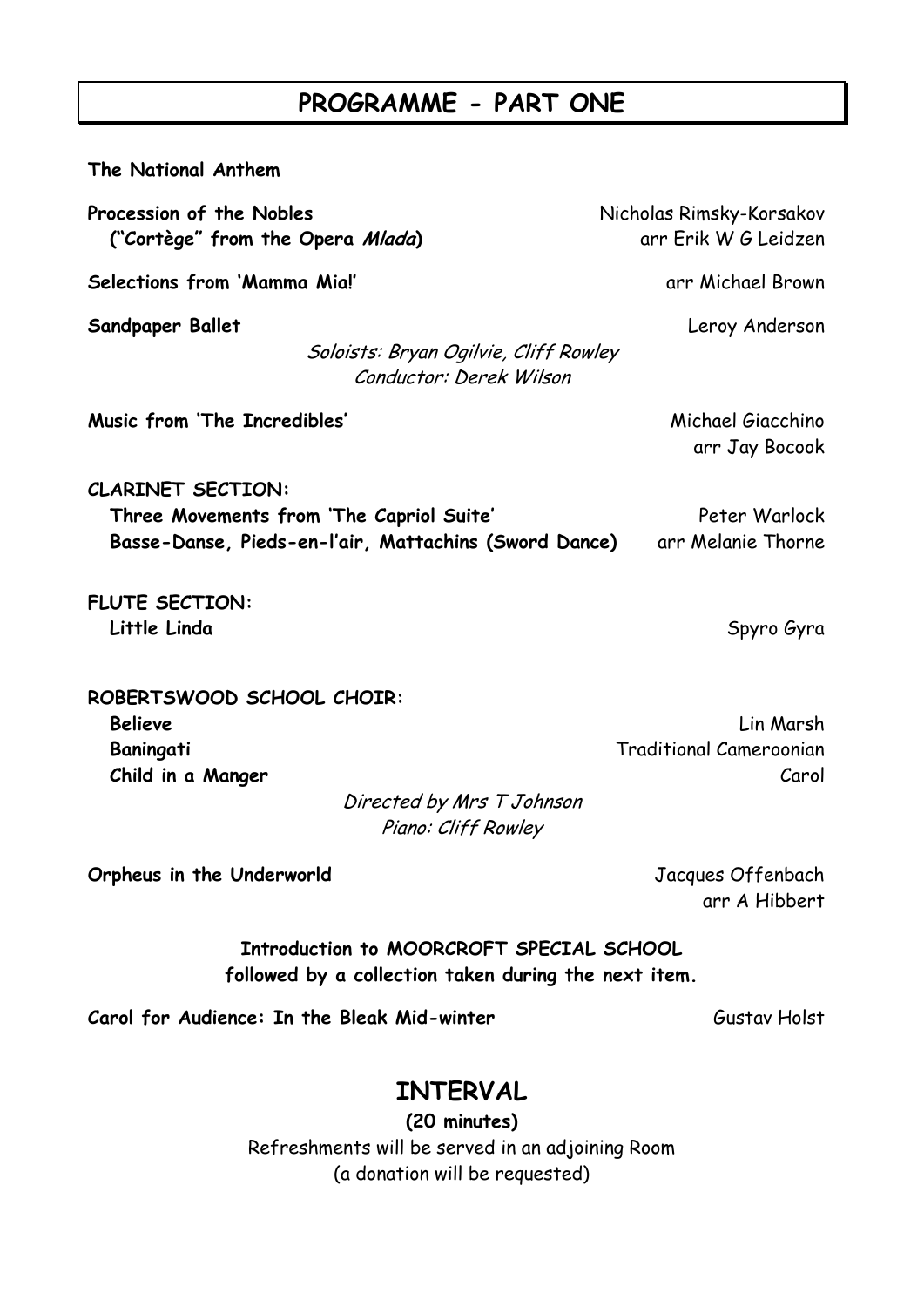# PROGRAMME - PART ONE

**The National Anthem**

**Procession of the Nobles** — Nicholas Rimsky-Korsakov
**("Cortège" from the Opera *Mlada*)** — arr Erik W G Leidzen

**Selections from 'Mamma Mia!'** — arr Michael Brown

**Sandpaper Ballet** — Leroy Anderson
*Soloists: Bryan Ogilvie, Cliff Rowley*
*Conductor: Derek Wilson*

**Music from 'The Incredibles'** — Michael Giacchino
arr Jay Bocook

**CLARINET SECTION:**
**Three Movements from 'The Capriol Suite'** — Peter Warlock
**Basse-Danse, Pieds-en-l'air, Mattachins (Sword Dance)** — arr Melanie Thorne

**FLUTE SECTION:**
**Little Linda** — Spyro Gyra

**ROBERTSWOOD SCHOOL CHOIR:**
**Believe** — Lin Marsh
**Baningati** — Traditional Cameroonian
**Child in a Manger** — Carol
*Directed by Mrs T Johnson*
*Piano: Cliff Rowley*

**Orpheus in the Underworld** — Jacques Offenbach
arr A Hibbert

**Introduction to MOORCROFT SPECIAL SCHOOL**
**followed by a collection taken during the next item.**

**Carol for Audience: In the Bleak Mid-winter** — Gustav Holst

## INTERVAL

**(20 minutes)**
Refreshments will be served in an adjoining Room
(a donation will be requested)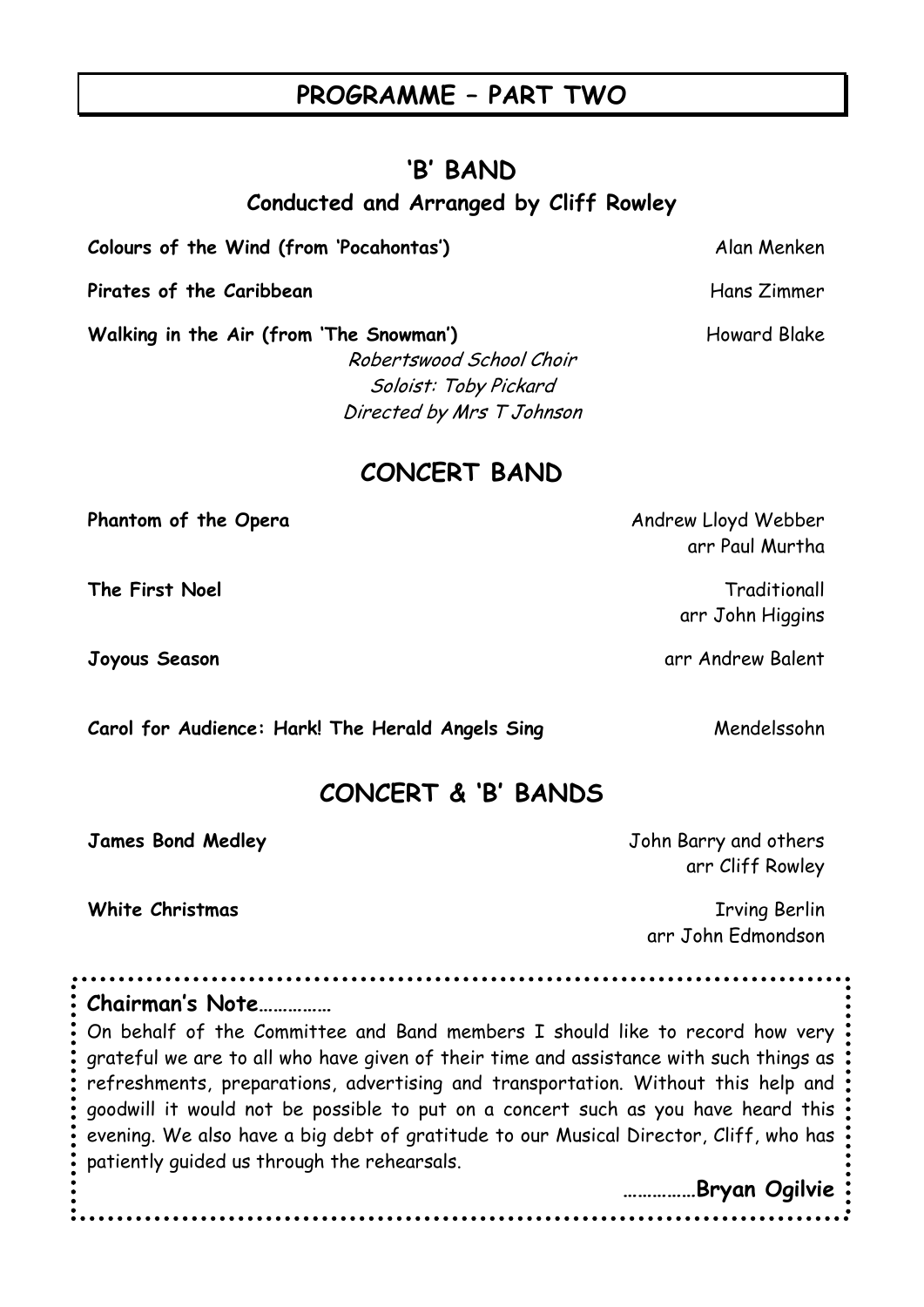# PROGRAMME – PART TWO

## 'B' BAND

### Conducted and Arranged by Cliff Rowley

**Colours of the Wind (from 'Pocahontas')** — Alan Menken

**Pirates of the Caribbean** — Hans Zimmer

**Walking in the Air (from 'The Snowman')** — Howard Blake

*Robertswood School Choir*
*Soloist: Toby Pickard*
*Directed by Mrs T Johnson*

## CONCERT BAND

**Phantom of the Opera** — Andrew Lloyd Webber
arr Paul Murtha

**The First Noel** — Traditionall
arr John Higgins

**Joyous Season** — arr Andrew Balent

**Carol for Audience: Hark! The Herald Angels Sing** — Mendelssohn

## CONCERT & 'B' BANDS

**James Bond Medley** — John Barry and others
arr Cliff Rowley

**White Christmas** — Irving Berlin
arr John Edmondson

---

**Chairman's Note……………**

On behalf of the Committee and Band members I should like to record how very grateful we are to all who have given of their time and assistance with such things as refreshments, preparations, advertising and transportation. Without this help and goodwill it would not be possible to put on a concert such as you have heard this evening. We also have a big debt of gratitude to our Musical Director, Cliff, who has patiently guided us through the rehearsals.

……………**Bryan Ogilvie**